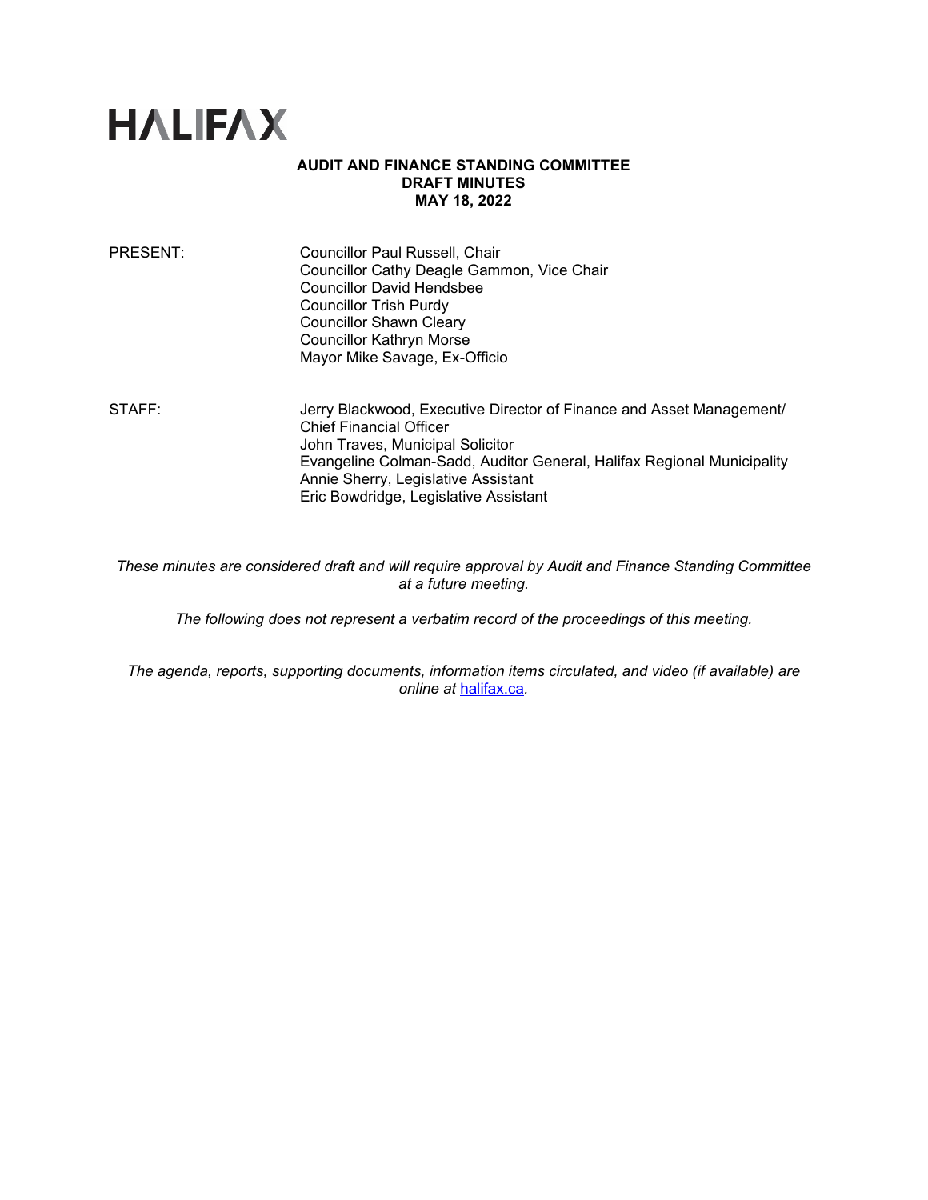# HALIFAX

**AUDIT AND FINANCE STANDING COMMITTEE**
**DRAFT MINUTES**
**MAY 18, 2022**

PRESENT: Councillor Paul Russell, Chair
Councillor Cathy Deagle Gammon, Vice Chair
Councillor David Hendsbee
Councillor Trish Purdy
Councillor Shawn Cleary
Councillor Kathryn Morse
Mayor Mike Savage, Ex-Officio

STAFF: Jerry Blackwood, Executive Director of Finance and Asset Management/ Chief Financial Officer
John Traves, Municipal Solicitor
Evangeline Colman-Sadd, Auditor General, Halifax Regional Municipality
Annie Sherry, Legislative Assistant
Eric Bowdridge, Legislative Assistant

*These minutes are considered draft and will require approval by Audit and Finance Standing Committee at a future meeting.*

*The following does not represent a verbatim record of the proceedings of this meeting.*

*The agenda, reports, supporting documents, information items circulated, and video (if available) are online at [halifax.ca](halifax.ca).*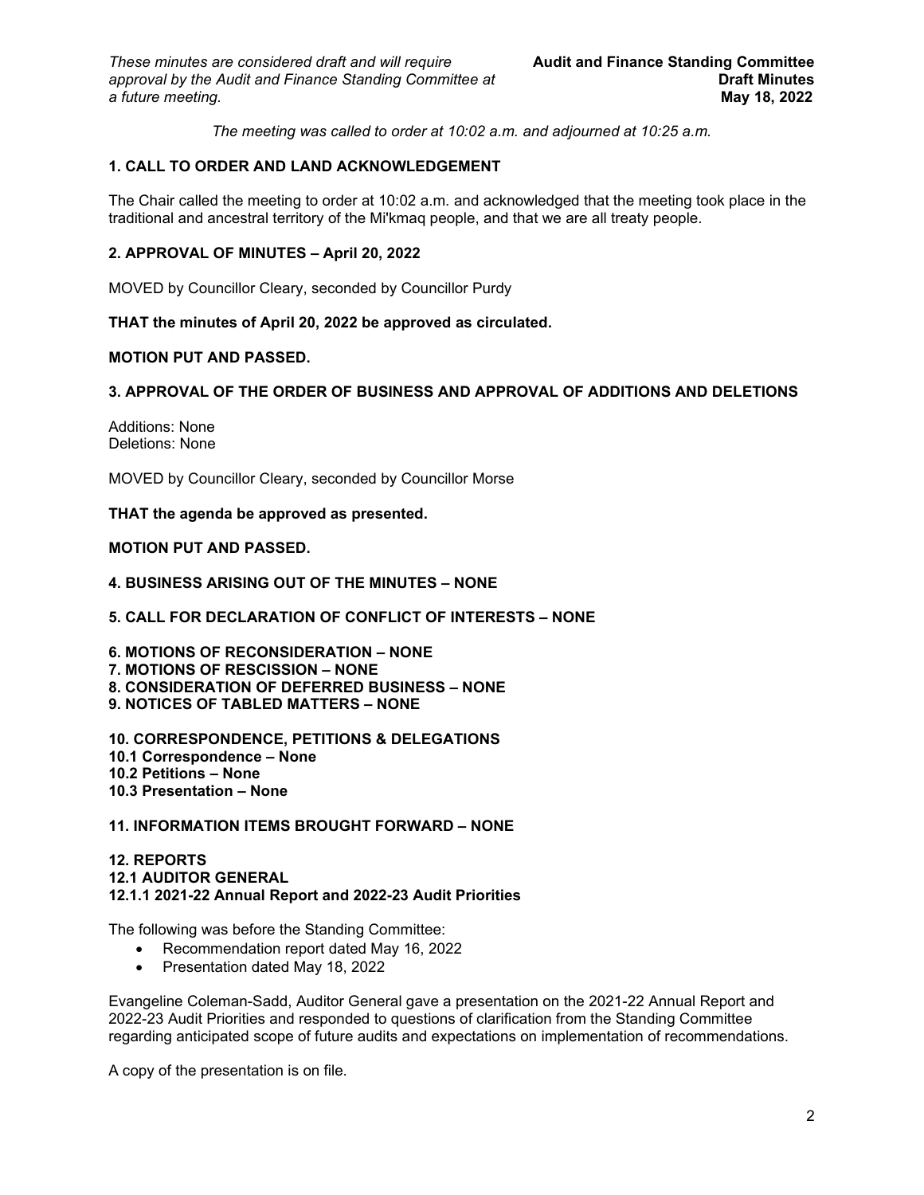*These minutes are considered draft and will require approval by the Audit and Finance Standing Committee at a future meeting.*

**Audit and Finance Standing Committee**
**Draft Minutes**
**May 18, 2022**

*The meeting was called to order at 10:02 a.m. and adjourned at 10:25 a.m.*

## 1. CALL TO ORDER AND LAND ACKNOWLEDGEMENT

The Chair called the meeting to order at 10:02 a.m. and acknowledged that the meeting took place in the traditional and ancestral territory of the Mi'kmaq people, and that we are all treaty people.

## 2. APPROVAL OF MINUTES – April 20, 2022

MOVED by Councillor Cleary, seconded by Councillor Purdy

**THAT the minutes of April 20, 2022 be approved as circulated.**

**MOTION PUT AND PASSED.**

## 3. APPROVAL OF THE ORDER OF BUSINESS AND APPROVAL OF ADDITIONS AND DELETIONS

Additions: None
Deletions: None

MOVED by Councillor Cleary, seconded by Councillor Morse

**THAT the agenda be approved as presented.**

**MOTION PUT AND PASSED.**

## 4. BUSINESS ARISING OUT OF THE MINUTES – NONE

## 5. CALL FOR DECLARATION OF CONFLICT OF INTERESTS – NONE

## 6. MOTIONS OF RECONSIDERATION – NONE
## 7. MOTIONS OF RESCISSION – NONE
## 8. CONSIDERATION OF DEFERRED BUSINESS – NONE
## 9. NOTICES OF TABLED MATTERS – NONE

## 10. CORRESPONDENCE, PETITIONS & DELEGATIONS
### 10.1 Correspondence – None
### 10.2 Petitions – None
### 10.3 Presentation – None

## 11. INFORMATION ITEMS BROUGHT FORWARD – NONE

## 12. REPORTS
### 12.1 AUDITOR GENERAL
#### 12.1.1 2021-22 Annual Report and 2022-23 Audit Priorities

The following was before the Standing Committee:

- Recommendation report dated May 16, 2022
- Presentation dated May 18, 2022

Evangeline Coleman-Sadd, Auditor General gave a presentation on the 2021-22 Annual Report and 2022-23 Audit Priorities and responded to questions of clarification from the Standing Committee regarding anticipated scope of future audits and expectations on implementation of recommendations.

A copy of the presentation is on file.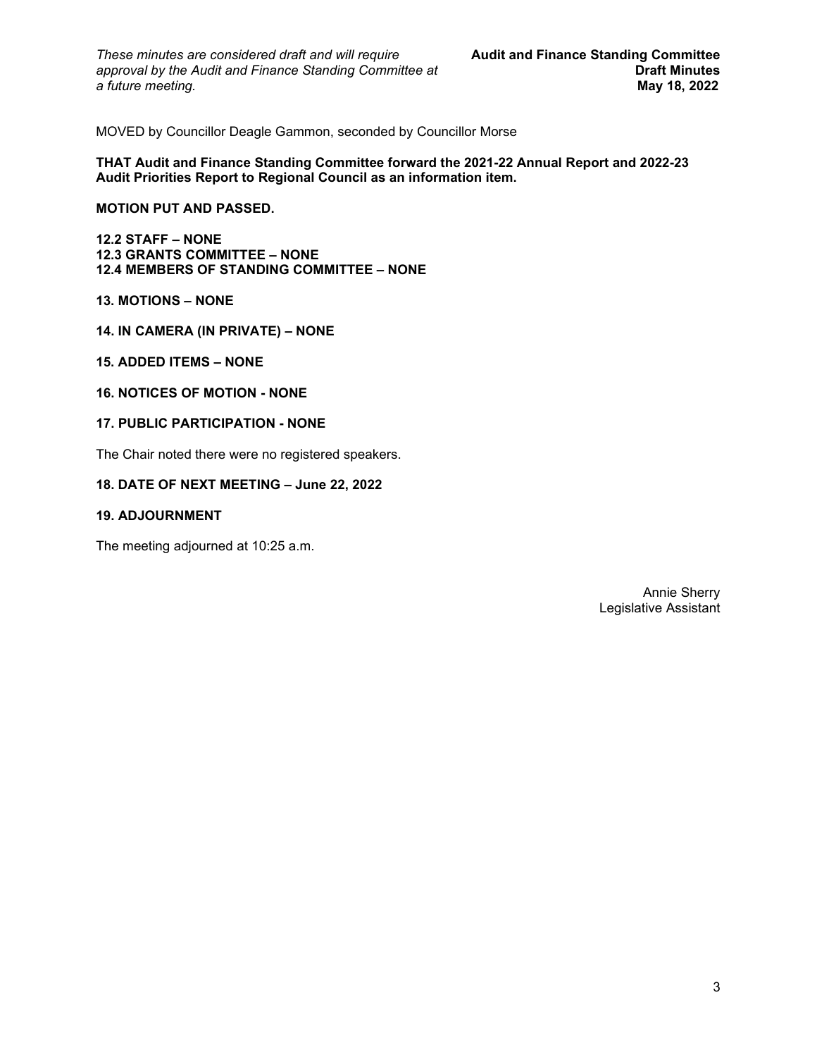MOVED by Councillor Deagle Gammon, seconded by Councillor Morse

**THAT Audit and Finance Standing Committee forward the 2021-22 Annual Report and 2022-23 Audit Priorities Report to Regional Council as an information item.**

**MOTION PUT AND PASSED.**

**12.2 STAFF – NONE**
**12.3 GRANTS COMMITTEE – NONE**
**12.4 MEMBERS OF STANDING COMMITTEE – NONE**

**13. MOTIONS – NONE**

**14. IN CAMERA (IN PRIVATE) – NONE**

**15. ADDED ITEMS – NONE**

**16. NOTICES OF MOTION - NONE**

**17. PUBLIC PARTICIPATION - NONE**

The Chair noted there were no registered speakers.

**18. DATE OF NEXT MEETING – June 22, 2022**

**19. ADJOURNMENT**

The meeting adjourned at 10:25 a.m.

Annie Sherry
Legislative Assistant